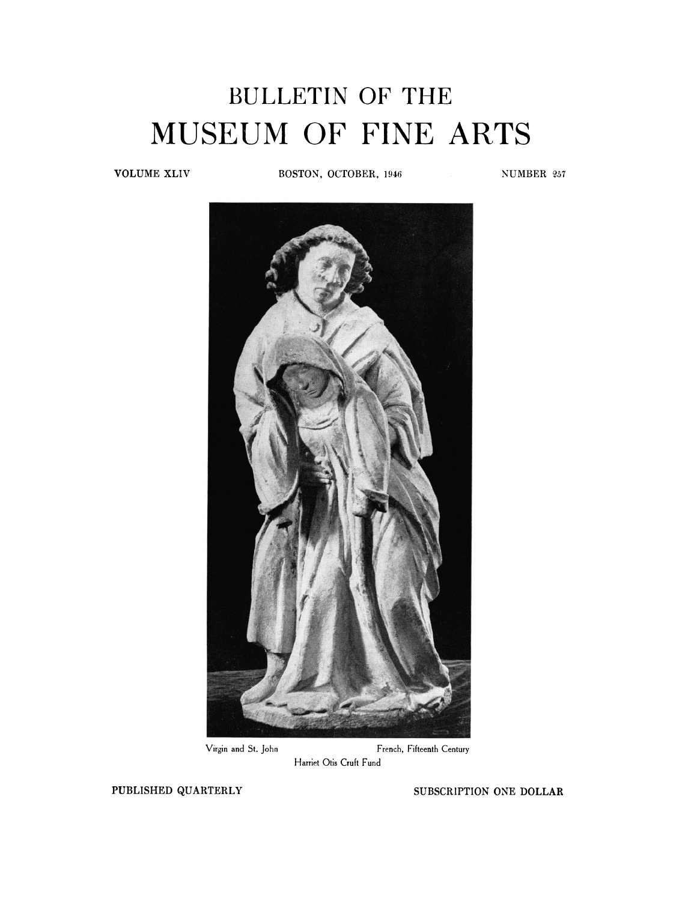# BULLETIN OF THE
# MUSEUM OF FINE ARTS

VOLUME XLIV — BOSTON, OCTOBER, 1946 — NUMBER 257

Virgin and St. John — French, Fifteenth Century
Harriet Otis Cruft Fund

PUBLISHED QUARTERLY — SUBSCRIPTION ONE DOLLAR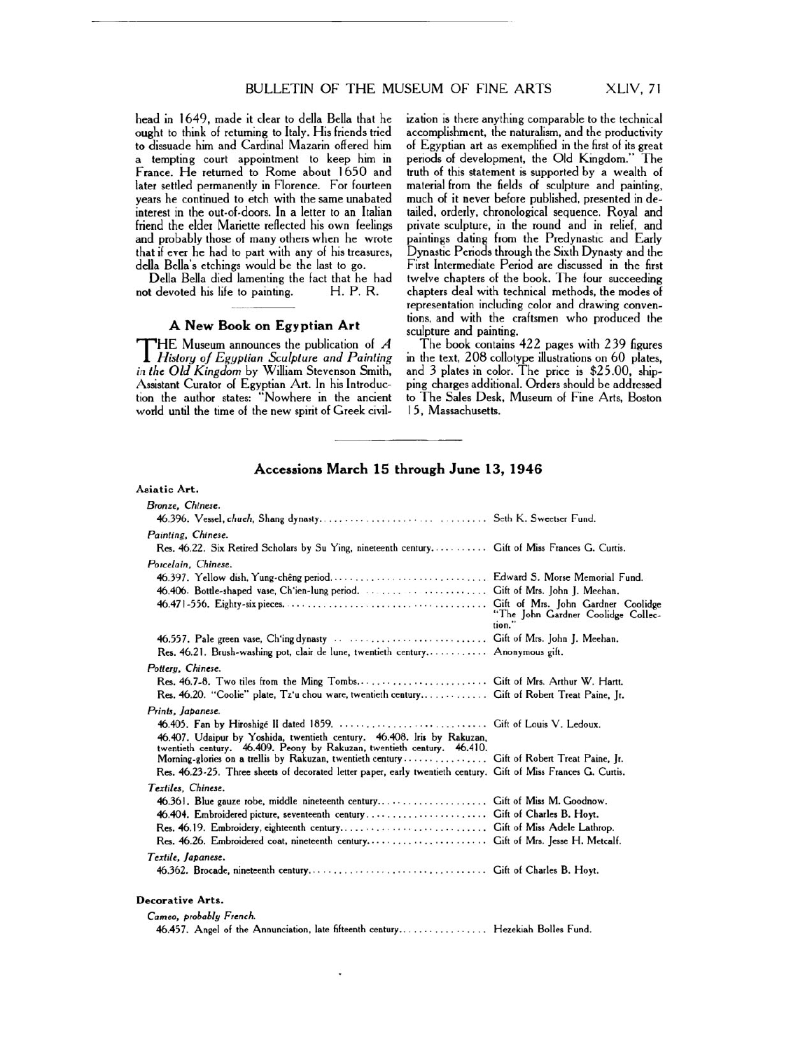head in 1649, made it clear to della Bella that he ought to think of returning to Italy. His friends tried to dissuade him and Cardinal Mazarin offered him a tempting court appointment to keep him in France. He returned to Rome about 1650 and later settled permanently in Florence. For fourteen years he continued to etch with the same unabated interest in the out-of-doors. In a letter to an Italian friend the elder Mariette reflected his own feelings and probably those of many others when he wrote that if ever he had to part with any of his treasures, della Bella's etchings would be the last to go.

Della Bella died lamenting the fact that he had not devoted his life to painting. H. P. R.

### A New Book on Egyptian Art

THE Museum announces the publication of *A History of Egyptian Sculpture and Painting in the Old Kingdom* by William Stevenson Smith, Assistant Curator of Egyptian Art. In his Introduction the author states: "Nowhere in the ancient world until the time of the new spirit of Greek civilization is there anything comparable to the technical accomplishment, the naturalism, and the productivity of Egyptian art as exemplified in the first of its great periods of development, the Old Kingdom." The truth of this statement is supported by a wealth of material from the fields of sculpture and painting, much of it never before published, presented in detailed, orderly, chronological sequence. Royal and private sculpture, in the round and in relief, and paintings dating from the Predynastic and Early Dynastic Periods through the Sixth Dynasty and the First Intermediate Period are discussed in the first twelve chapters of the book. The four succeeding chapters deal with technical methods, the modes of representation including color and drawing conventions, and with the craftsmen who produced the sculpture and painting.

The book contains 422 pages with 239 figures in the text, 208 collotype illustrations on 60 plates, and 3 plates in color. The price is $25.00, shipping charges additional. Orders should be addressed to The Sales Desk, Museum of Fine Arts, Boston 15, Massachusetts.

## Accessions March 15 through June 13, 1946

**Asiatic Art.**

*Bronze, Chinese.*

46.396. Vessel, *chueh*, Shang dynasty........ Seth K. Sweetser Fund.

*Painting, Chinese.*

Res. 46.22. Six Retired Scholars by Su Ying, nineteenth century........ Gift of Miss Frances G. Curtis.

*Porcelain, Chinese.*

46.397. Yellow dish, Yung-chêng period........ Edward S. Morse Memorial Fund.

46.406. Bottle-shaped vase, Ch'ien-lung period........ Gift of Mrs. John J. Meehan.

46.471-556. Eighty-six pieces........ Gift of Mrs. John Gardner Coolidge "The John Gardner Coolidge Collection."

46.557. Pale green vase, Ch'ing dynasty........ Gift of Mrs. John J. Meehan.

Res. 46.21. Brush-washing pot, clair de lune, twentieth century........ Anonymous gift.

*Pottery, Chinese.*

Res. 46.7-8. Two tiles from the Ming Tombs........ Gift of Mrs. Arthur W. Hartt.

Res. 46.20. "Coolie" plate, Tz'u chou ware, twentieth century........ Gift of Robert Treat Paine, Jr.

*Prints, Japanese.*

46.405. Fan by Hiroshigé II dated 1859........ Gift of Louis V. Ledoux.

46.407. Udaipur by Yoshida, twentieth century. 46.408. Iris by Rakuzan, twentieth century. 46.409. Peony by Rakuzan, twentieth century. 46.410. Morning-glories on a trellis by Rakuzan, twentieth century........ Gift of Robert Treat Paine, Jr.

Res. 46.23-25. Three sheets of decorated letter paper, early twentieth century. Gift of Miss Frances G. Curtis.

*Textiles, Chinese.*

46.361. Blue gauze robe, middle nineteenth century........ Gift of Miss M. Goodnow.

46.404. Embroidered picture, seventeenth century........ Gift of Charles B. Hoyt.

Res. 46.19. Embroidery, eighteenth century........ Gift of Miss Adele Lathrop.

Res. 46.26. Embroidered coat, nineteenth century........ Gift of Mrs. Jesse H. Metcalf.

*Textile, Japanese.*

46.362. Brocade, nineteenth century........ Gift of Charles B. Hoyt.

**Decorative Arts.**

*Cameo, probably French.*

46.457. Angel of the Annunciation, late fifteenth century........ Hezekiah Bolles Fund.